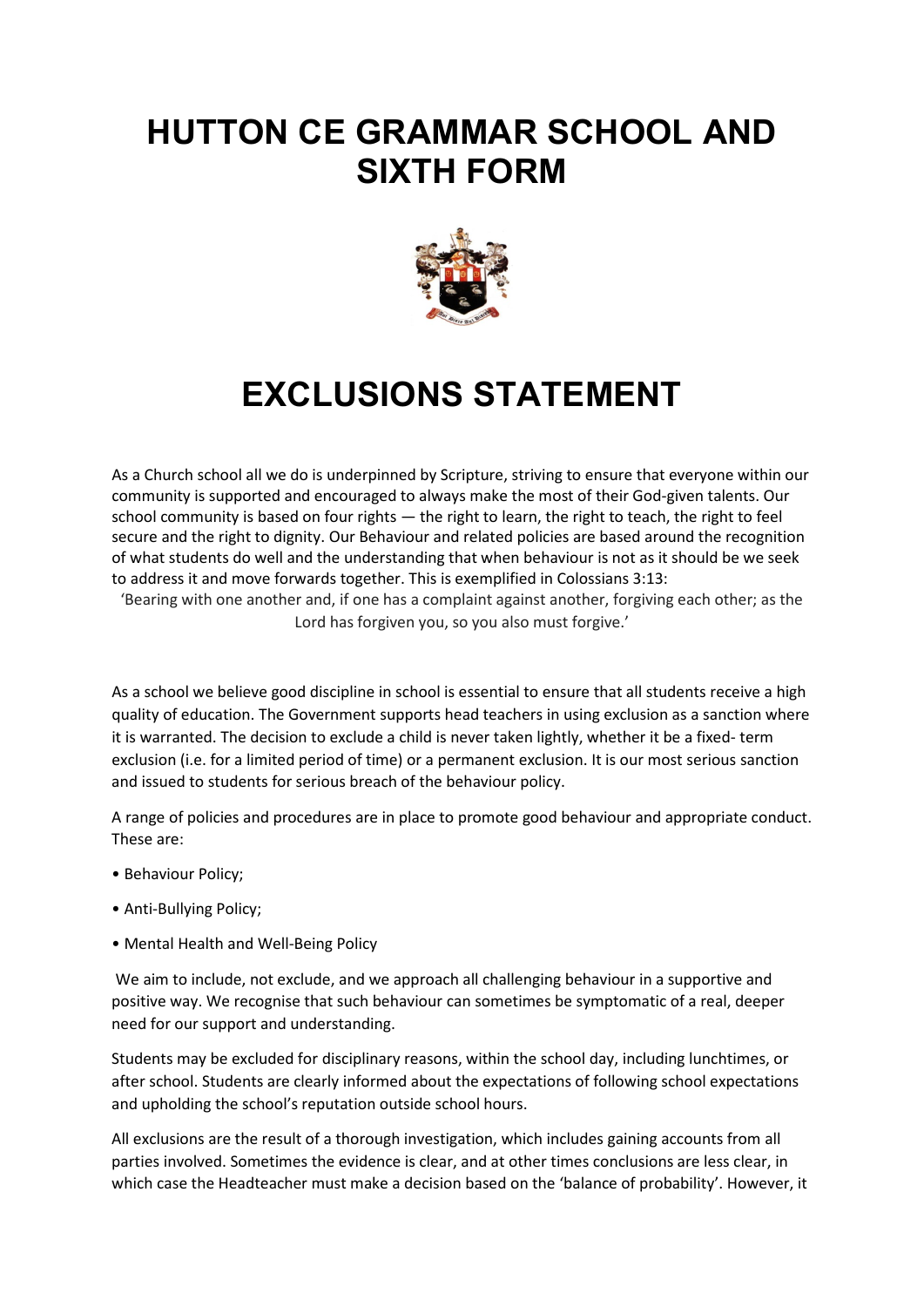# HUTTON CE GRAMMAR SCHOOL AND SIXTH FORM

# EXCLUSIONS STATEMENT

As a Church school all we do is underpinned by Scripture, striving to ensure that everyone within our community is supported and encouraged to always make the most of their God-given talents. Our school community is based on four rights — the right to learn, the right to teach, the right to feel secure and the right to dignity. Our Behaviour and related policies are based around the recognition of what students do well and the understanding that when behaviour is not as it should be we seek to address it and move forwards together. This is exemplified in Colossians 3:13:

'Bearing with one another and, if one has a complaint against another, forgiving each other; as the Lord has forgiven you, so you also must forgive.'

As a school we believe good discipline in school is essential to ensure that all students receive a high quality of education. The Government supports head teachers in using exclusion as a sanction where it is warranted. The decision to exclude a child is never taken lightly, whether it be a fixed- term exclusion (i.e. for a limited period of time) or a permanent exclusion. It is our most serious sanction and issued to students for serious breach of the behaviour policy.

A range of policies and procedures are in place to promote good behaviour and appropriate conduct. These are:

- Behaviour Policy;
- Anti-Bullying Policy;
- Mental Health and Well-Being Policy

We aim to include, not exclude, and we approach all challenging behaviour in a supportive and positive way. We recognise that such behaviour can sometimes be symptomatic of a real, deeper need for our support and understanding.

Students may be excluded for disciplinary reasons, within the school day, including lunchtimes, or after school. Students are clearly informed about the expectations of following school expectations and upholding the school's reputation outside school hours.

All exclusions are the result of a thorough investigation, which includes gaining accounts from all parties involved. Sometimes the evidence is clear, and at other times conclusions are less clear, in which case the Headteacher must make a decision based on the 'balance of probability'. However, it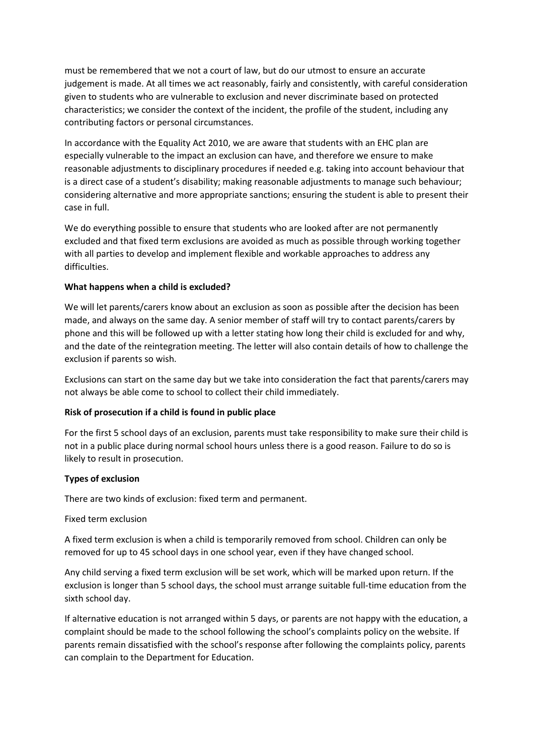must be remembered that we not a court of law, but do our utmost to ensure an accurate judgement is made. At all times we act reasonably, fairly and consistently, with careful consideration given to students who are vulnerable to exclusion and never discriminate based on protected characteristics; we consider the context of the incident, the profile of the student, including any contributing factors or personal circumstances.

In accordance with the Equality Act 2010, we are aware that students with an EHC plan are especially vulnerable to the impact an exclusion can have, and therefore we ensure to make reasonable adjustments to disciplinary procedures if needed e.g. taking into account behaviour that is a direct case of a student's disability; making reasonable adjustments to manage such behaviour; considering alternative and more appropriate sanctions; ensuring the student is able to present their case in full.

We do everything possible to ensure that students who are looked after are not permanently excluded and that fixed term exclusions are avoided as much as possible through working together with all parties to develop and implement flexible and workable approaches to address any difficulties.

**What happens when a child is excluded?**

We will let parents/carers know about an exclusion as soon as possible after the decision has been made, and always on the same day. A senior member of staff will try to contact parents/carers by phone and this will be followed up with a letter stating how long their child is excluded for and why, and the date of the reintegration meeting. The letter will also contain details of how to challenge the exclusion if parents so wish.

Exclusions can start on the same day but we take into consideration the fact that parents/carers may not always be able come to school to collect their child immediately.

**Risk of prosecution if a child is found in public place**

For the first 5 school days of an exclusion, parents must take responsibility to make sure their child is not in a public place during normal school hours unless there is a good reason. Failure to do so is likely to result in prosecution.

**Types of exclusion**

There are two kinds of exclusion: fixed term and permanent.

Fixed term exclusion

A fixed term exclusion is when a child is temporarily removed from school. Children can only be removed for up to 45 school days in one school year, even if they have changed school.

Any child serving a fixed term exclusion will be set work, which will be marked upon return. If the exclusion is longer than 5 school days, the school must arrange suitable full-time education from the sixth school day.

If alternative education is not arranged within 5 days, or parents are not happy with the education, a complaint should be made to the school following the school's complaints policy on the website. If parents remain dissatisfied with the school's response after following the complaints policy, parents can complain to the Department for Education.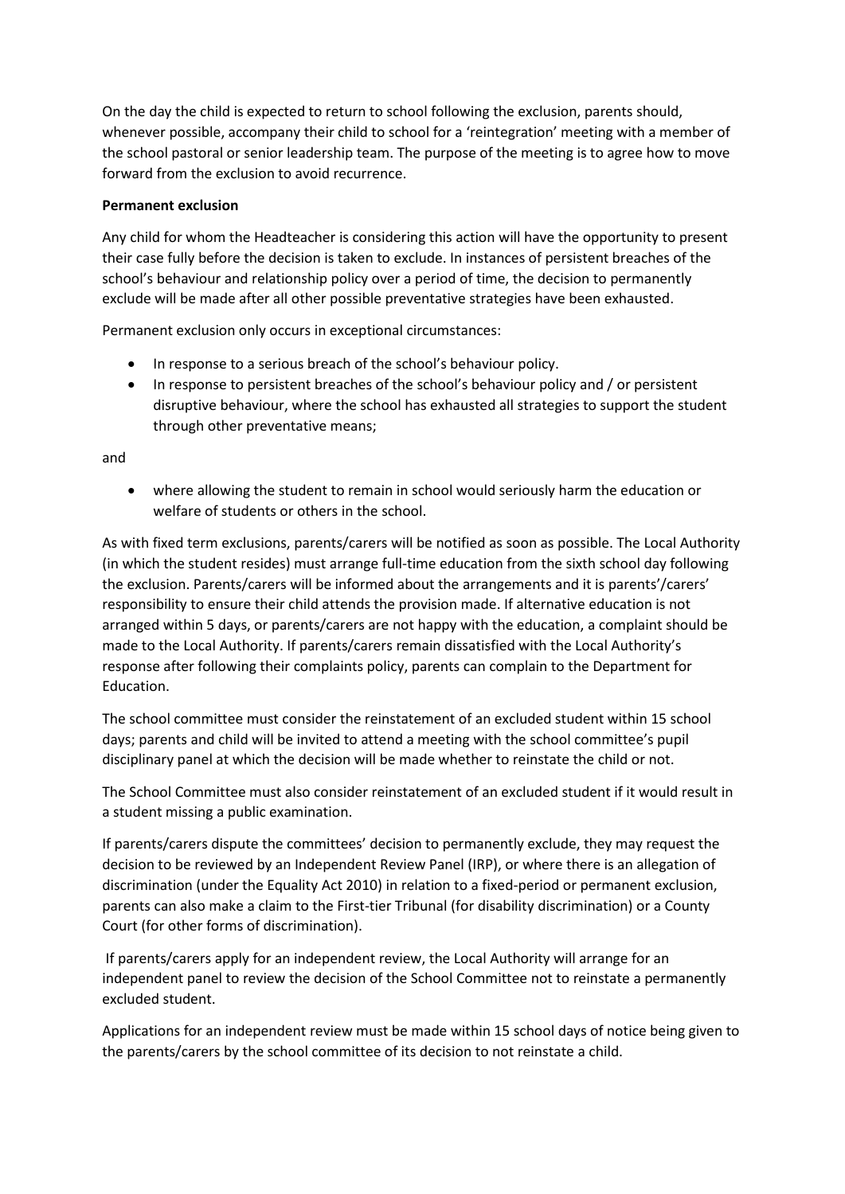On the day the child is expected to return to school following the exclusion, parents should, whenever possible, accompany their child to school for a 'reintegration' meeting with a member of the school pastoral or senior leadership team. The purpose of the meeting is to agree how to move forward from the exclusion to avoid recurrence.

**Permanent exclusion**

Any child for whom the Headteacher is considering this action will have the opportunity to present their case fully before the decision is taken to exclude. In instances of persistent breaches of the school's behaviour and relationship policy over a period of time, the decision to permanently exclude will be made after all other possible preventative strategies have been exhausted.

Permanent exclusion only occurs in exceptional circumstances:

- In response to a serious breach of the school's behaviour policy.
- In response to persistent breaches of the school's behaviour policy and / or persistent disruptive behaviour, where the school has exhausted all strategies to support the student through other preventative means;

and

- where allowing the student to remain in school would seriously harm the education or welfare of students or others in the school.

As with fixed term exclusions, parents/carers will be notified as soon as possible. The Local Authority (in which the student resides) must arrange full-time education from the sixth school day following the exclusion. Parents/carers will be informed about the arrangements and it is parents'/carers' responsibility to ensure their child attends the provision made. If alternative education is not arranged within 5 days, or parents/carers are not happy with the education, a complaint should be made to the Local Authority. If parents/carers remain dissatisfied with the Local Authority's response after following their complaints policy, parents can complain to the Department for Education.

The school committee must consider the reinstatement of an excluded student within 15 school days; parents and child will be invited to attend a meeting with the school committee's pupil disciplinary panel at which the decision will be made whether to reinstate the child or not.

The School Committee must also consider reinstatement of an excluded student if it would result in a student missing a public examination.

If parents/carers dispute the committees' decision to permanently exclude, they may request the decision to be reviewed by an Independent Review Panel (IRP), or where there is an allegation of discrimination (under the Equality Act 2010) in relation to a fixed-period or permanent exclusion, parents can also make a claim to the First-tier Tribunal (for disability discrimination) or a County Court (for other forms of discrimination).

If parents/carers apply for an independent review, the Local Authority will arrange for an independent panel to review the decision of the School Committee not to reinstate a permanently excluded student.

Applications for an independent review must be made within 15 school days of notice being given to the parents/carers by the school committee of its decision to not reinstate a child.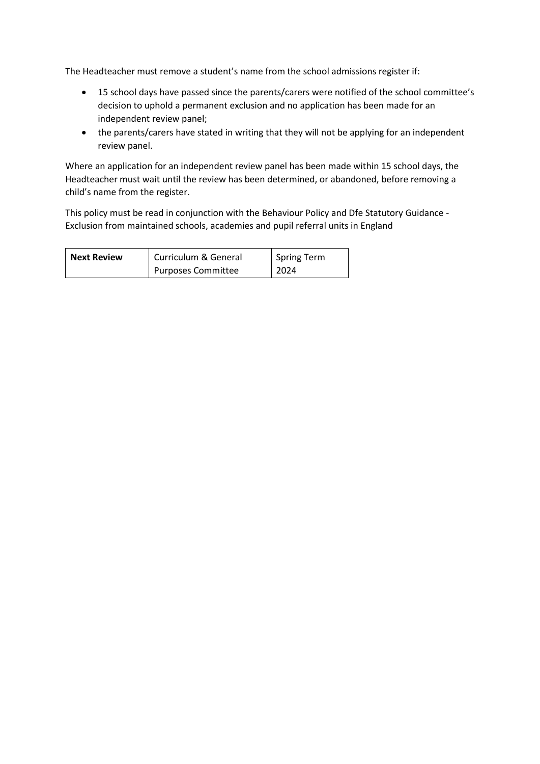The Headteacher must remove a student's name from the school admissions register if:

- 15 school days have passed since the parents/carers were notified of the school committee's decision to uphold a permanent exclusion and no application has been made for an independent review panel;
- the parents/carers have stated in writing that they will not be applying for an independent review panel.

Where an application for an independent review panel has been made within 15 school days, the Headteacher must wait until the review has been determined, or abandoned, before removing a child's name from the register.

This policy must be read in conjunction with the Behaviour Policy and Dfe Statutory Guidance - Exclusion from maintained schools, academies and pupil referral units in England

| | | |
|---|---|---|
| **Next Review** | Curriculum & General Purposes Committee | Spring Term 2024 |